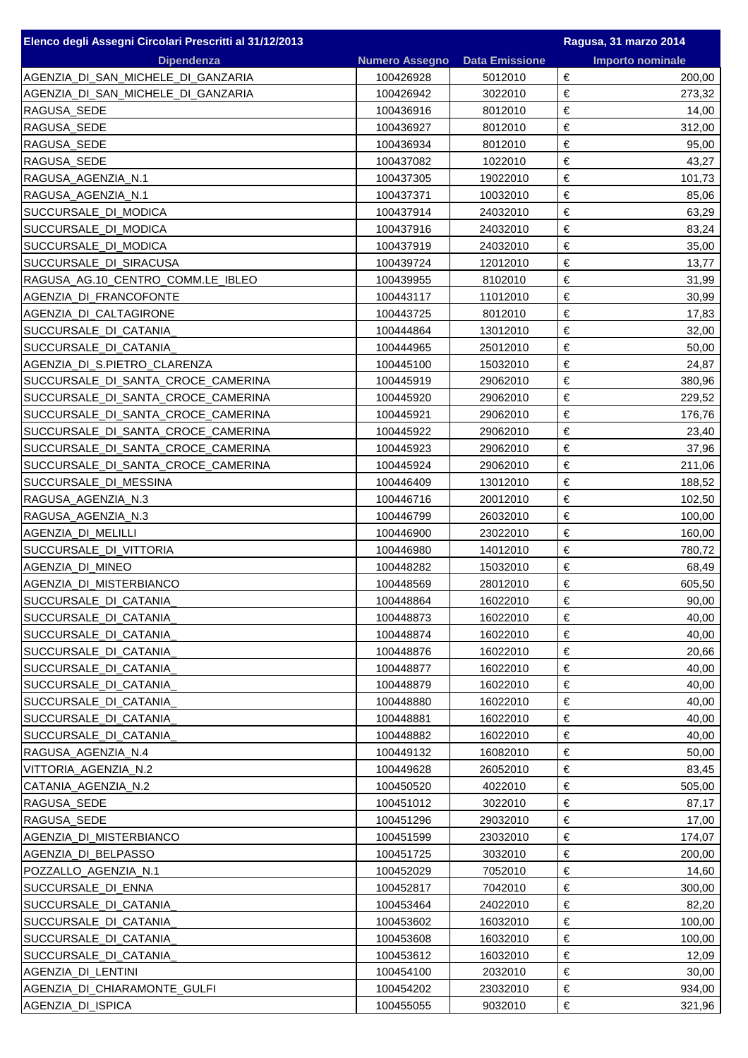| Elenco degli Assegni Circolari Prescritti al 31/12/2013 | | | Ragusa, 31 marzo 2014 |
|---|---|---|---|
| **Dipendenza** | **Numero Assegno** | **Data Emissione** | **Importo nominale** |
| AGENZIA_DI_SAN_MICHELE_DI_GANZARIA | 100426928 | 5012010 | € 200,00 |
| AGENZIA_DI_SAN_MICHELE_DI_GANZARIA | 100426942 | 3022010 | € 273,32 |
| RAGUSA_SEDE | 100436916 | 8012010 | € 14,00 |
| RAGUSA_SEDE | 100436927 | 8012010 | € 312,00 |
| RAGUSA_SEDE | 100436934 | 8012010 | € 95,00 |
| RAGUSA_SEDE | 100437082 | 1022010 | € 43,27 |
| RAGUSA_AGENZIA_N.1 | 100437305 | 19022010 | € 101,73 |
| RAGUSA_AGENZIA_N.1 | 100437371 | 10032010 | € 85,06 |
| SUCCURSALE_DI_MODICA | 100437914 | 24032010 | € 63,29 |
| SUCCURSALE_DI_MODICA | 100437916 | 24032010 | € 83,24 |
| SUCCURSALE_DI_MODICA | 100437919 | 24032010 | € 35,00 |
| SUCCURSALE_DI_SIRACUSA | 100439724 | 12012010 | € 13,77 |
| RAGUSA_AG.10_CENTRO_COMM.LE_IBLEO | 100439955 | 8102010 | € 31,99 |
| AGENZIA_DI_FRANCOFONTE | 100443117 | 11012010 | € 30,99 |
| AGENZIA_DI_CALTAGIRONE | 100443725 | 8012010 | € 17,83 |
| SUCCURSALE_DI_CATANIA_ | 100444864 | 13012010 | € 32,00 |
| SUCCURSALE_DI_CATANIA_ | 100444965 | 25012010 | € 50,00 |
| AGENZIA_DI_S.PIETRO_CLARENZA | 100445100 | 15032010 | € 24,87 |
| SUCCURSALE_DI_SANTA_CROCE_CAMERINA | 100445919 | 29062010 | € 380,96 |
| SUCCURSALE_DI_SANTA_CROCE_CAMERINA | 100445920 | 29062010 | € 229,52 |
| SUCCURSALE_DI_SANTA_CROCE_CAMERINA | 100445921 | 29062010 | € 176,76 |
| SUCCURSALE_DI_SANTA_CROCE_CAMERINA | 100445922 | 29062010 | € 23,40 |
| SUCCURSALE_DI_SANTA_CROCE_CAMERINA | 100445923 | 29062010 | € 37,96 |
| SUCCURSALE_DI_SANTA_CROCE_CAMERINA | 100445924 | 29062010 | € 211,06 |
| SUCCURSALE_DI_MESSINA | 100446409 | 13012010 | € 188,52 |
| RAGUSA_AGENZIA_N.3 | 100446716 | 20012010 | € 102,50 |
| RAGUSA_AGENZIA_N.3 | 100446799 | 26032010 | € 100,00 |
| AGENZIA_DI_MELILLI | 100446900 | 23022010 | € 160,00 |
| SUCCURSALE_DI_VITTORIA | 100446980 | 14012010 | € 780,72 |
| AGENZIA_DI_MINEO | 100448282 | 15032010 | € 68,49 |
| AGENZIA_DI_MISTERBIANCO | 100448569 | 28012010 | € 605,50 |
| SUCCURSALE_DI_CATANIA_ | 100448864 | 16022010 | € 90,00 |
| SUCCURSALE_DI_CATANIA_ | 100448873 | 16022010 | € 40,00 |
| SUCCURSALE_DI_CATANIA_ | 100448874 | 16022010 | € 40,00 |
| SUCCURSALE_DI_CATANIA_ | 100448876 | 16022010 | € 20,66 |
| SUCCURSALE_DI_CATANIA_ | 100448877 | 16022010 | € 40,00 |
| SUCCURSALE_DI_CATANIA_ | 100448879 | 16022010 | € 40,00 |
| SUCCURSALE_DI_CATANIA_ | 100448880 | 16022010 | € 40,00 |
| SUCCURSALE_DI_CATANIA_ | 100448881 | 16022010 | € 40,00 |
| SUCCURSALE_DI_CATANIA_ | 100448882 | 16022010 | € 40,00 |
| RAGUSA_AGENZIA_N.4 | 100449132 | 16082010 | € 50,00 |
| VITTORIA_AGENZIA_N.2 | 100449628 | 26052010 | € 83,45 |
| CATANIA_AGENZIA_N.2 | 100450520 | 4022010 | € 505,00 |
| RAGUSA_SEDE | 100451012 | 3022010 | € 87,17 |
| RAGUSA_SEDE | 100451296 | 29032010 | € 17,00 |
| AGENZIA_DI_MISTERBIANCO | 100451599 | 23032010 | € 174,07 |
| AGENZIA_DI_BELPASSO | 100451725 | 3032010 | € 200,00 |
| POZZALLO_AGENZIA_N.1 | 100452029 | 7052010 | € 14,60 |
| SUCCURSALE_DI_ENNA | 100452817 | 7042010 | € 300,00 |
| SUCCURSALE_DI_CATANIA_ | 100453464 | 24022010 | € 82,20 |
| SUCCURSALE_DI_CATANIA_ | 100453602 | 16032010 | € 100,00 |
| SUCCURSALE_DI_CATANIA_ | 100453608 | 16032010 | € 100,00 |
| SUCCURSALE_DI_CATANIA_ | 100453612 | 16032010 | € 12,09 |
| AGENZIA_DI_LENTINI | 100454100 | 2032010 | € 30,00 |
| AGENZIA_DI_CHIARAMONTE_GULFI | 100454202 | 23032010 | € 934,00 |
| AGENZIA_DI_ISPICA | 100455055 | 9032010 | € 321,96 |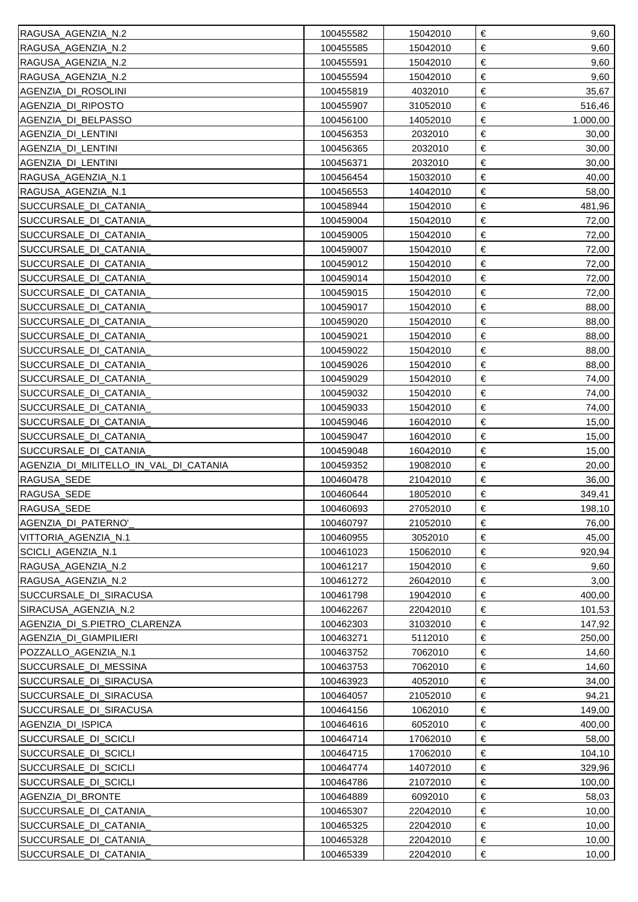| | | | | |
|---|---|---|---|---|
| RAGUSA_AGENZIA_N.2 | 100455582 | 15042010 | € | 9,60 |
| RAGUSA_AGENZIA_N.2 | 100455585 | 15042010 | € | 9,60 |
| RAGUSA_AGENZIA_N.2 | 100455591 | 15042010 | € | 9,60 |
| RAGUSA_AGENZIA_N.2 | 100455594 | 15042010 | € | 9,60 |
| AGENZIA_DI_ROSOLINI | 100455819 | 4032010 | € | 35,67 |
| AGENZIA_DI_RIPOSTO | 100455907 | 31052010 | € | 516,46 |
| AGENZIA_DI_BELPASSO | 100456100 | 14052010 | € | 1.000,00 |
| AGENZIA_DI_LENTINI | 100456353 | 2032010 | € | 30,00 |
| AGENZIA_DI_LENTINI | 100456365 | 2032010 | € | 30,00 |
| AGENZIA_DI_LENTINI | 100456371 | 2032010 | € | 30,00 |
| RAGUSA_AGENZIA_N.1 | 100456454 | 15032010 | € | 40,00 |
| RAGUSA_AGENZIA_N.1 | 100456553 | 14042010 | € | 58,00 |
| SUCCURSALE_DI_CATANIA_ | 100458944 | 15042010 | € | 481,96 |
| SUCCURSALE_DI_CATANIA_ | 100459004 | 15042010 | € | 72,00 |
| SUCCURSALE_DI_CATANIA_ | 100459005 | 15042010 | € | 72,00 |
| SUCCURSALE_DI_CATANIA_ | 100459007 | 15042010 | € | 72,00 |
| SUCCURSALE_DI_CATANIA_ | 100459012 | 15042010 | € | 72,00 |
| SUCCURSALE_DI_CATANIA_ | 100459014 | 15042010 | € | 72,00 |
| SUCCURSALE_DI_CATANIA_ | 100459015 | 15042010 | € | 72,00 |
| SUCCURSALE_DI_CATANIA_ | 100459017 | 15042010 | € | 88,00 |
| SUCCURSALE_DI_CATANIA_ | 100459020 | 15042010 | € | 88,00 |
| SUCCURSALE_DI_CATANIA_ | 100459021 | 15042010 | € | 88,00 |
| SUCCURSALE_DI_CATANIA_ | 100459022 | 15042010 | € | 88,00 |
| SUCCURSALE_DI_CATANIA_ | 100459026 | 15042010 | € | 88,00 |
| SUCCURSALE_DI_CATANIA_ | 100459029 | 15042010 | € | 74,00 |
| SUCCURSALE_DI_CATANIA_ | 100459032 | 15042010 | € | 74,00 |
| SUCCURSALE_DI_CATANIA_ | 100459033 | 15042010 | € | 74,00 |
| SUCCURSALE_DI_CATANIA_ | 100459046 | 16042010 | € | 15,00 |
| SUCCURSALE_DI_CATANIA_ | 100459047 | 16042010 | € | 15,00 |
| SUCCURSALE_DI_CATANIA_ | 100459048 | 16042010 | € | 15,00 |
| AGENZIA_DI_MILITELLO_IN_VAL_DI_CATANIA | 100459352 | 19082010 | € | 20,00 |
| RAGUSA_SEDE | 100460478 | 21042010 | € | 36,00 |
| RAGUSA_SEDE | 100460644 | 18052010 | € | 349,41 |
| RAGUSA_SEDE | 100460693 | 27052010 | € | 198,10 |
| AGENZIA_DI_PATERNO'_ | 100460797 | 21052010 | € | 76,00 |
| VITTORIA_AGENZIA_N.1 | 100460955 | 3052010 | € | 45,00 |
| SCICLI_AGENZIA_N.1 | 100461023 | 15062010 | € | 920,94 |
| RAGUSA_AGENZIA_N.2 | 100461217 | 15042010 | € | 9,60 |
| RAGUSA_AGENZIA_N.2 | 100461272 | 26042010 | € | 3,00 |
| SUCCURSALE_DI_SIRACUSA | 100461798 | 19042010 | € | 400,00 |
| SIRACUSA_AGENZIA_N.2 | 100462267 | 22042010 | € | 101,53 |
| AGENZIA_DI_S.PIETRO_CLARENZA | 100462303 | 31032010 | € | 147,92 |
| AGENZIA_DI_GIAMPILIERI | 100463271 | 5112010 | € | 250,00 |
| POZZALLO_AGENZIA_N.1 | 100463752 | 7062010 | € | 14,60 |
| SUCCURSALE_DI_MESSINA | 100463753 | 7062010 | € | 14,60 |
| SUCCURSALE_DI_SIRACUSA | 100463923 | 4052010 | € | 34,00 |
| SUCCURSALE_DI_SIRACUSA | 100464057 | 21052010 | € | 94,21 |
| SUCCURSALE_DI_SIRACUSA | 100464156 | 1062010 | € | 149,00 |
| AGENZIA_DI_ISPICA | 100464616 | 6052010 | € | 400,00 |
| SUCCURSALE_DI_SCICLI | 100464714 | 17062010 | € | 58,00 |
| SUCCURSALE_DI_SCICLI | 100464715 | 17062010 | € | 104,10 |
| SUCCURSALE_DI_SCICLI | 100464774 | 14072010 | € | 329,96 |
| SUCCURSALE_DI_SCICLI | 100464786 | 21072010 | € | 100,00 |
| AGENZIA_DI_BRONTE | 100464889 | 6092010 | € | 58,03 |
| SUCCURSALE_DI_CATANIA_ | 100465307 | 22042010 | € | 10,00 |
| SUCCURSALE_DI_CATANIA_ | 100465325 | 22042010 | € | 10,00 |
| SUCCURSALE_DI_CATANIA_ | 100465328 | 22042010 | € | 10,00 |
| SUCCURSALE_DI_CATANIA_ | 100465339 | 22042010 | € | 10,00 |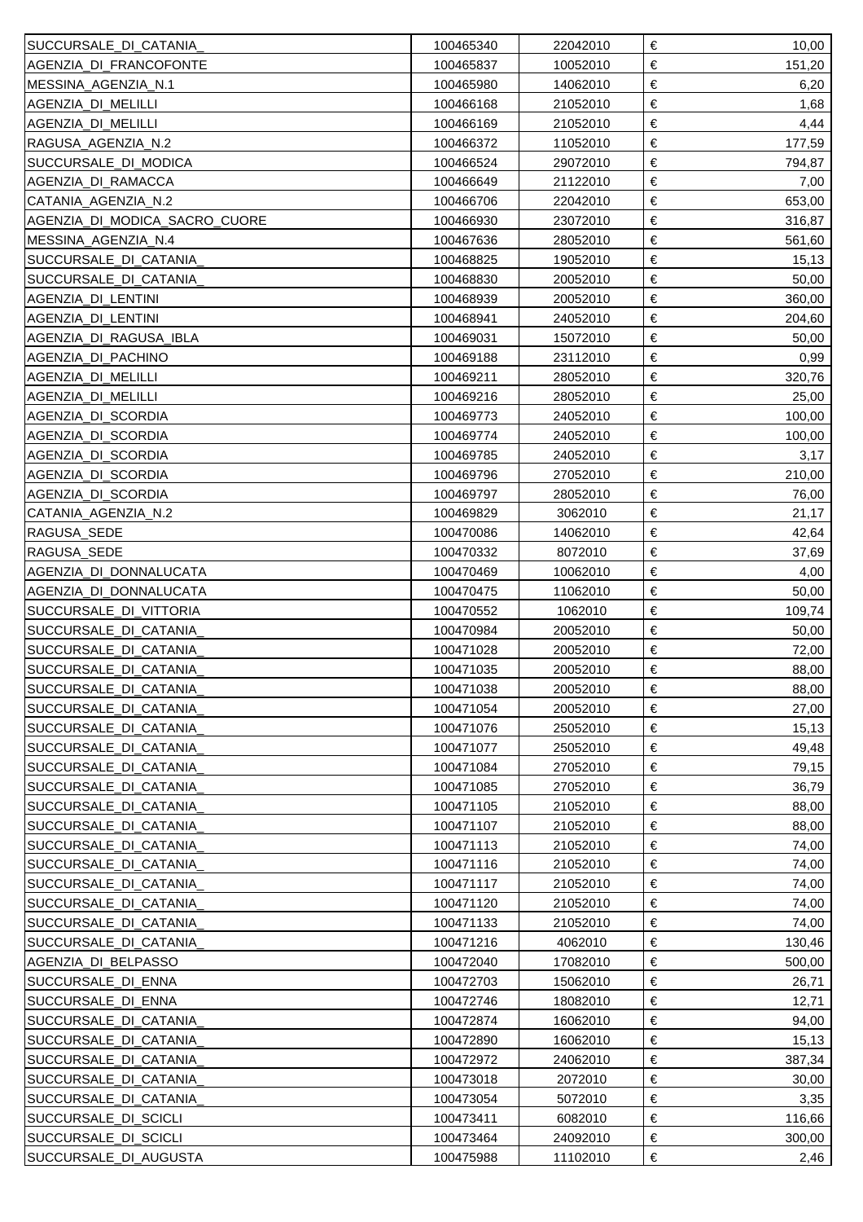| SUCCURSALE_DI_CATANIA_ | 100465340 | 22042010 | € | 10,00 |
|---|---|---|---|---|
| AGENZIA_DI_FRANCOFONTE | 100465837 | 10052010 | € | 151,20 |
| MESSINA_AGENZIA_N.1 | 100465980 | 14062010 | € | 6,20 |
| AGENZIA_DI_MELILLI | 100466168 | 21052010 | € | 1,68 |
| AGENZIA_DI_MELILLI | 100466169 | 21052010 | € | 4,44 |
| RAGUSA_AGENZIA_N.2 | 100466372 | 11052010 | € | 177,59 |
| SUCCURSALE_DI_MODICA | 100466524 | 29072010 | € | 794,87 |
| AGENZIA_DI_RAMACCA | 100466649 | 21122010 | € | 7,00 |
| CATANIA_AGENZIA_N.2 | 100466706 | 22042010 | € | 653,00 |
| AGENZIA_DI_MODICA_SACRO_CUORE | 100466930 | 23072010 | € | 316,87 |
| MESSINA_AGENZIA_N.4 | 100467636 | 28052010 | € | 561,60 |
| SUCCURSALE_DI_CATANIA_ | 100468825 | 19052010 | € | 15,13 |
| SUCCURSALE_DI_CATANIA_ | 100468830 | 20052010 | € | 50,00 |
| AGENZIA_DI_LENTINI | 100468939 | 20052010 | € | 360,00 |
| AGENZIA_DI_LENTINI | 100468941 | 24052010 | € | 204,60 |
| AGENZIA_DI_RAGUSA_IBLA | 100469031 | 15072010 | € | 50,00 |
| AGENZIA_DI_PACHINO | 100469188 | 23112010 | € | 0,99 |
| AGENZIA_DI_MELILLI | 100469211 | 28052010 | € | 320,76 |
| AGENZIA_DI_MELILLI | 100469216 | 28052010 | € | 25,00 |
| AGENZIA_DI_SCORDIA | 100469773 | 24052010 | € | 100,00 |
| AGENZIA_DI_SCORDIA | 100469774 | 24052010 | € | 100,00 |
| AGENZIA_DI_SCORDIA | 100469785 | 24052010 | € | 3,17 |
| AGENZIA_DI_SCORDIA | 100469796 | 27052010 | € | 210,00 |
| AGENZIA_DI_SCORDIA | 100469797 | 28052010 | € | 76,00 |
| CATANIA_AGENZIA_N.2 | 100469829 | 3062010 | € | 21,17 |
| RAGUSA_SEDE | 100470086 | 14062010 | € | 42,64 |
| RAGUSA_SEDE | 100470332 | 8072010 | € | 37,69 |
| AGENZIA_DI_DONNALUCATA | 100470469 | 10062010 | € | 4,00 |
| AGENZIA_DI_DONNALUCATA | 100470475 | 11062010 | € | 50,00 |
| SUCCURSALE_DI_VITTORIA | 100470552 | 1062010 | € | 109,74 |
| SUCCURSALE_DI_CATANIA_ | 100470984 | 20052010 | € | 50,00 |
| SUCCURSALE_DI_CATANIA_ | 100471028 | 20052010 | € | 72,00 |
| SUCCURSALE_DI_CATANIA_ | 100471035 | 20052010 | € | 88,00 |
| SUCCURSALE_DI_CATANIA_ | 100471038 | 20052010 | € | 88,00 |
| SUCCURSALE_DI_CATANIA_ | 100471054 | 20052010 | € | 27,00 |
| SUCCURSALE_DI_CATANIA_ | 100471076 | 25052010 | € | 15,13 |
| SUCCURSALE_DI_CATANIA_ | 100471077 | 25052010 | € | 49,48 |
| SUCCURSALE_DI_CATANIA_ | 100471084 | 27052010 | € | 79,15 |
| SUCCURSALE_DI_CATANIA_ | 100471085 | 27052010 | € | 36,79 |
| SUCCURSALE_DI_CATANIA_ | 100471105 | 21052010 | € | 88,00 |
| SUCCURSALE_DI_CATANIA_ | 100471107 | 21052010 | € | 88,00 |
| SUCCURSALE_DI_CATANIA_ | 100471113 | 21052010 | € | 74,00 |
| SUCCURSALE_DI_CATANIA_ | 100471116 | 21052010 | € | 74,00 |
| SUCCURSALE_DI_CATANIA_ | 100471117 | 21052010 | € | 74,00 |
| SUCCURSALE_DI_CATANIA_ | 100471120 | 21052010 | € | 74,00 |
| SUCCURSALE_DI_CATANIA_ | 100471133 | 21052010 | € | 74,00 |
| SUCCURSALE_DI_CATANIA_ | 100471216 | 4062010 | € | 130,46 |
| AGENZIA_DI_BELPASSO | 100472040 | 17082010 | € | 500,00 |
| SUCCURSALE_DI_ENNA | 100472703 | 15062010 | € | 26,71 |
| SUCCURSALE_DI_ENNA | 100472746 | 18082010 | € | 12,71 |
| SUCCURSALE_DI_CATANIA_ | 100472874 | 16062010 | € | 94,00 |
| SUCCURSALE_DI_CATANIA_ | 100472890 | 16062010 | € | 15,13 |
| SUCCURSALE_DI_CATANIA_ | 100472972 | 24062010 | € | 387,34 |
| SUCCURSALE_DI_CATANIA_ | 100473018 | 2072010 | € | 30,00 |
| SUCCURSALE_DI_CATANIA_ | 100473054 | 5072010 | € | 3,35 |
| SUCCURSALE_DI_SCICLI | 100473411 | 6082010 | € | 116,66 |
| SUCCURSALE_DI_SCICLI | 100473464 | 24092010 | € | 300,00 |
| SUCCURSALE_DI_AUGUSTA | 100475988 | 11102010 | € | 2,46 |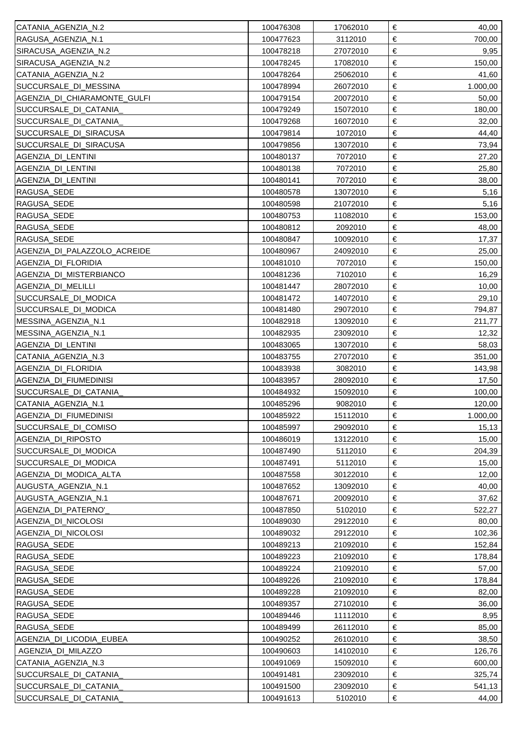| | | | | |
|---|---|---|---|---|
| CATANIA_AGENZIA_N.2 | 100476308 | 17062010 | € | 40,00 |
| RAGUSA_AGENZIA_N.1 | 100477623 | 3112010 | € | 700,00 |
| SIRACUSA_AGENZIA_N.2 | 100478218 | 27072010 | € | 9,95 |
| SIRACUSA_AGENZIA_N.2 | 100478245 | 17082010 | € | 150,00 |
| CATANIA_AGENZIA_N.2 | 100478264 | 25062010 | € | 41,60 |
| SUCCURSALE_DI_MESSINA | 100478994 | 26072010 | € | 1.000,00 |
| AGENZIA_DI_CHIARAMONTE_GULFI | 100479154 | 20072010 | € | 50,00 |
| SUCCURSALE_DI_CATANIA_ | 100479249 | 15072010 | € | 180,00 |
| SUCCURSALE_DI_CATANIA_ | 100479268 | 16072010 | € | 32,00 |
| SUCCURSALE_DI_SIRACUSA | 100479814 | 1072010 | € | 44,40 |
| SUCCURSALE_DI_SIRACUSA | 100479856 | 13072010 | € | 73,94 |
| AGENZIA_DI_LENTINI | 100480137 | 7072010 | € | 27,20 |
| AGENZIA_DI_LENTINI | 100480138 | 7072010 | € | 25,80 |
| AGENZIA_DI_LENTINI | 100480141 | 7072010 | € | 38,00 |
| RAGUSA_SEDE | 100480578 | 13072010 | € | 5,16 |
| RAGUSA_SEDE | 100480598 | 21072010 | € | 5,16 |
| RAGUSA_SEDE | 100480753 | 11082010 | € | 153,00 |
| RAGUSA_SEDE | 100480812 | 2092010 | € | 48,00 |
| RAGUSA_SEDE | 100480847 | 10092010 | € | 17,37 |
| AGENZIA_DI_PALAZZOLO_ACREIDE | 100480967 | 24092010 | € | 25,00 |
| AGENZIA_DI_FLORIDIA | 100481010 | 7072010 | € | 150,00 |
| AGENZIA_DI_MISTERBIANCO | 100481236 | 7102010 | € | 16,29 |
| AGENZIA_DI_MELILLI | 100481447 | 28072010 | € | 10,00 |
| SUCCURSALE_DI_MODICA | 100481472 | 14072010 | € | 29,10 |
| SUCCURSALE_DI_MODICA | 100481480 | 29072010 | € | 794,87 |
| MESSINA_AGENZIA_N.1 | 100482918 | 13092010 | € | 211,77 |
| MESSINA_AGENZIA_N.1 | 100482935 | 23092010 | € | 12,32 |
| AGENZIA_DI_LENTINI | 100483065 | 13072010 | € | 58,03 |
| CATANIA_AGENZIA_N.3 | 100483755 | 27072010 | € | 351,00 |
| AGENZIA_DI_FLORIDIA | 100483938 | 3082010 | € | 143,98 |
| AGENZIA_DI_FIUMEDINISI | 100483957 | 28092010 | € | 17,50 |
| SUCCURSALE_DI_CATANIA_ | 100484932 | 15092010 | € | 100,00 |
| CATANIA_AGENZIA_N.1 | 100485296 | 9082010 | € | 120,00 |
| AGENZIA_DI_FIUMEDINISI | 100485922 | 15112010 | € | 1.000,00 |
| SUCCURSALE_DI_COMISO | 100485997 | 29092010 | € | 15,13 |
| AGENZIA_DI_RIPOSTO | 100486019 | 13122010 | € | 15,00 |
| SUCCURSALE_DI_MODICA | 100487490 | 5112010 | € | 204,39 |
| SUCCURSALE_DI_MODICA | 100487491 | 5112010 | € | 15,00 |
| AGENZIA_DI_MODICA_ALTA | 100487558 | 30122010 | € | 12,00 |
| AUGUSTA_AGENZIA_N.1 | 100487652 | 13092010 | € | 40,00 |
| AUGUSTA_AGENZIA_N.1 | 100487671 | 20092010 | € | 37,62 |
| AGENZIA_DI_PATERNO'_ | 100487850 | 5102010 | € | 522,27 |
| AGENZIA_DI_NICOLOSI | 100489030 | 29122010 | € | 80,00 |
| AGENZIA_DI_NICOLOSI | 100489032 | 29122010 | € | 102,36 |
| RAGUSA_SEDE | 100489213 | 21092010 | € | 152,84 |
| RAGUSA_SEDE | 100489223 | 21092010 | € | 178,84 |
| RAGUSA_SEDE | 100489224 | 21092010 | € | 57,00 |
| RAGUSA_SEDE | 100489226 | 21092010 | € | 178,84 |
| RAGUSA_SEDE | 100489228 | 21092010 | € | 82,00 |
| RAGUSA_SEDE | 100489357 | 27102010 | € | 36,00 |
| RAGUSA_SEDE | 100489446 | 11112010 | € | 8,95 |
| RAGUSA_SEDE | 100489499 | 26112010 | € | 85,00 |
| AGENZIA_DI_LICODIA_EUBEA | 100490252 | 26102010 | € | 38,50 |
| AGENZIA_DI_MILAZZO | 100490603 | 14102010 | € | 126,76 |
| CATANIA_AGENZIA_N.3 | 100491069 | 15092010 | € | 600,00 |
| SUCCURSALE_DI_CATANIA_ | 100491481 | 23092010 | € | 325,74 |
| SUCCURSALE_DI_CATANIA_ | 100491500 | 23092010 | € | 541,13 |
| SUCCURSALE_DI_CATANIA_ | 100491613 | 5102010 | € | 44,00 |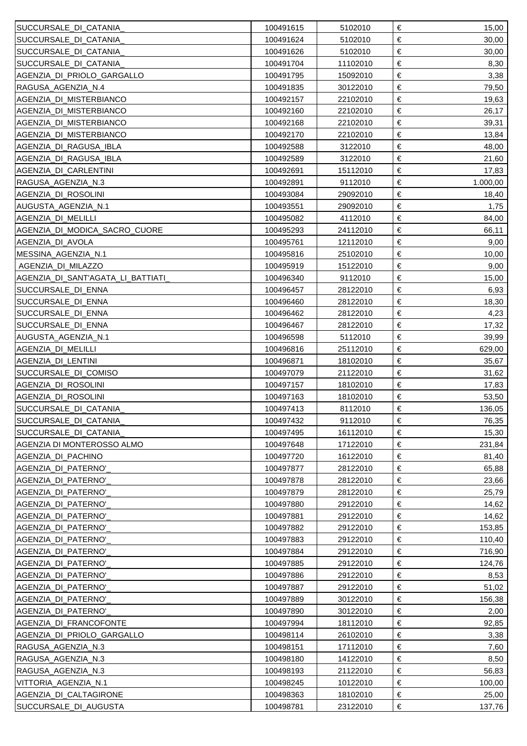| | | | | |
|---|---|---|---|---|
| SUCCURSALE_DI_CATANIA_ | 100491615 | 5102010 | € | 15,00 |
| SUCCURSALE_DI_CATANIA_ | 100491624 | 5102010 | € | 30,00 |
| SUCCURSALE_DI_CATANIA_ | 100491626 | 5102010 | € | 30,00 |
| SUCCURSALE_DI_CATANIA_ | 100491704 | 11102010 | € | 8,30 |
| AGENZIA_DI_PRIOLO_GARGALLO | 100491795 | 15092010 | € | 3,38 |
| RAGUSA_AGENZIA_N.4 | 100491835 | 30122010 | € | 79,50 |
| AGENZIA_DI_MISTERBIANCO | 100492157 | 22102010 | € | 19,63 |
| AGENZIA_DI_MISTERBIANCO | 100492160 | 22102010 | € | 26,17 |
| AGENZIA_DI_MISTERBIANCO | 100492168 | 22102010 | € | 39,31 |
| AGENZIA_DI_MISTERBIANCO | 100492170 | 22102010 | € | 13,84 |
| AGENZIA_DI_RAGUSA_IBLA | 100492588 | 3122010 | € | 48,00 |
| AGENZIA_DI_RAGUSA_IBLA | 100492589 | 3122010 | € | 21,60 |
| AGENZIA_DI_CARLENTINI | 100492691 | 15112010 | € | 17,83 |
| RAGUSA_AGENZIA_N.3 | 100492891 | 9112010 | € | 1.000,00 |
| AGENZIA_DI_ROSOLINI | 100493084 | 29092010 | € | 18,40 |
| AUGUSTA_AGENZIA_N.1 | 100493551 | 29092010 | € | 1,75 |
| AGENZIA_DI_MELILLI | 100495082 | 4112010 | € | 84,00 |
| AGENZIA_DI_MODICA_SACRO_CUORE | 100495293 | 24112010 | € | 66,11 |
| AGENZIA_DI_AVOLA | 100495761 | 12112010 | € | 9,00 |
| MESSINA_AGENZIA_N.1 | 100495816 | 25102010 | € | 10,00 |
| AGENZIA_DI_MILAZZO | 100495919 | 15122010 | € | 9,00 |
| AGENZIA_DI_SANT'AGATA_LI_BATTIATI_ | 100496340 | 9112010 | € | 15,00 |
| SUCCURSALE_DI_ENNA | 100496457 | 28122010 | € | 6,93 |
| SUCCURSALE_DI_ENNA | 100496460 | 28122010 | € | 18,30 |
| SUCCURSALE_DI_ENNA | 100496462 | 28122010 | € | 4,23 |
| SUCCURSALE_DI_ENNA | 100496467 | 28122010 | € | 17,32 |
| AUGUSTA_AGENZIA_N.1 | 100496598 | 5112010 | € | 39,99 |
| AGENZIA_DI_MELILLI | 100496816 | 25112010 | € | 629,00 |
| AGENZIA_DI_LENTINI | 100496871 | 18102010 | € | 35,67 |
| SUCCURSALE_DI_COMISO | 100497079 | 21122010 | € | 31,62 |
| AGENZIA_DI_ROSOLINI | 100497157 | 18102010 | € | 17,83 |
| AGENZIA_DI_ROSOLINI | 100497163 | 18102010 | € | 53,50 |
| SUCCURSALE_DI_CATANIA_ | 100497413 | 8112010 | € | 136,05 |
| SUCCURSALE_DI_CATANIA_ | 100497432 | 9112010 | € | 76,35 |
| SUCCURSALE_DI_CATANIA_ | 100497495 | 16112010 | € | 15,30 |
| AGENZIA DI MONTEROSSO ALMO | 100497648 | 17122010 | € | 231,84 |
| AGENZIA_DI_PACHINO | 100497720 | 16122010 | € | 81,40 |
| AGENZIA_DI_PATERNO'_ | 100497877 | 28122010 | € | 65,88 |
| AGENZIA_DI_PATERNO'_ | 100497878 | 28122010 | € | 23,66 |
| AGENZIA_DI_PATERNO'_ | 100497879 | 28122010 | € | 25,79 |
| AGENZIA_DI_PATERNO'_ | 100497880 | 29122010 | € | 14,62 |
| AGENZIA_DI_PATERNO'_ | 100497881 | 29122010 | € | 14,62 |
| AGENZIA_DI_PATERNO'_ | 100497882 | 29122010 | € | 153,85 |
| AGENZIA_DI_PATERNO'_ | 100497883 | 29122010 | € | 110,40 |
| AGENZIA_DI_PATERNO'_ | 100497884 | 29122010 | € | 716,90 |
| AGENZIA_DI_PATERNO'_ | 100497885 | 29122010 | € | 124,76 |
| AGENZIA_DI_PATERNO'_ | 100497886 | 29122010 | € | 8,53 |
| AGENZIA_DI_PATERNO'_ | 100497887 | 29122010 | € | 51,02 |
| AGENZIA_DI_PATERNO'_ | 100497889 | 30122010 | € | 156,38 |
| AGENZIA_DI_PATERNO'_ | 100497890 | 30122010 | € | 2,00 |
| AGENZIA_DI_FRANCOFONTE | 100497994 | 18112010 | € | 92,85 |
| AGENZIA_DI_PRIOLO_GARGALLO | 100498114 | 26102010 | € | 3,38 |
| RAGUSA_AGENZIA_N.3 | 100498151 | 17112010 | € | 7,60 |
| RAGUSA_AGENZIA_N.3 | 100498180 | 14122010 | € | 8,50 |
| RAGUSA_AGENZIA_N.3 | 100498193 | 21122010 | € | 56,83 |
| VITTORIA_AGENZIA_N.1 | 100498245 | 10122010 | € | 100,00 |
| AGENZIA_DI_CALTAGIRONE | 100498363 | 18102010 | € | 25,00 |
| SUCCURSALE_DI_AUGUSTA | 100498781 | 23122010 | € | 137,76 |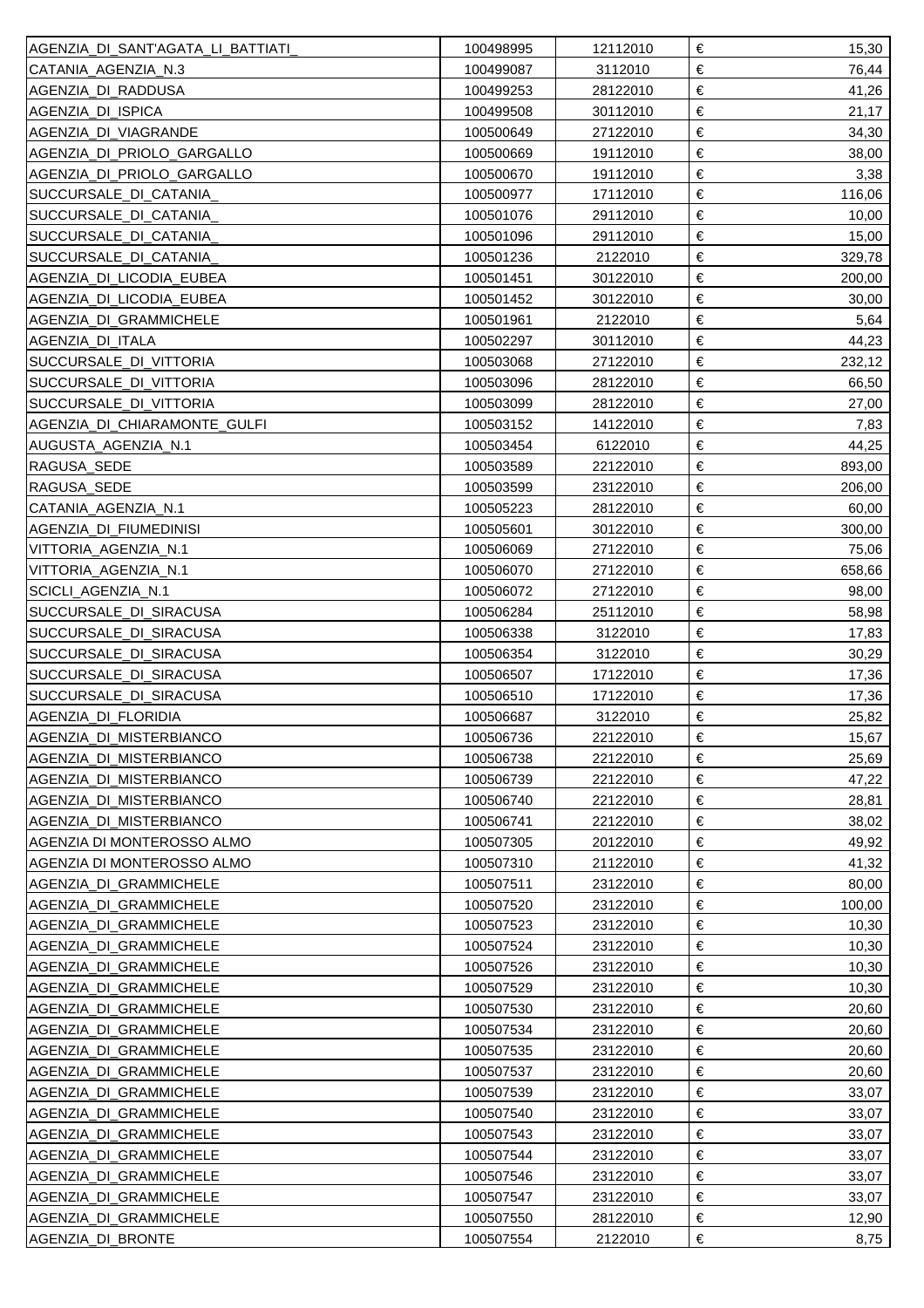| AGENZIA_DI_SANT'AGATA_LI_BATTIATI_ | 100498995 | 12112010 | € | 15,30 |
|---|---|---|---|---|
| CATANIA_AGENZIA_N.3 | 100499087 | 3112010 | € | 76,44 |
| AGENZIA_DI_RADDUSA | 100499253 | 28122010 | € | 41,26 |
| AGENZIA_DI_ISPICA | 100499508 | 30112010 | € | 21,17 |
| AGENZIA_DI_VIAGRANDE | 100500649 | 27122010 | € | 34,30 |
| AGENZIA_DI_PRIOLO_GARGALLO | 100500669 | 19112010 | € | 38,00 |
| AGENZIA_DI_PRIOLO_GARGALLO | 100500670 | 19112010 | € | 3,38 |
| SUCCURSALE_DI_CATANIA_ | 100500977 | 17112010 | € | 116,06 |
| SUCCURSALE_DI_CATANIA_ | 100501076 | 29112010 | € | 10,00 |
| SUCCURSALE_DI_CATANIA_ | 100501096 | 29112010 | € | 15,00 |
| SUCCURSALE_DI_CATANIA_ | 100501236 | 2122010 | € | 329,78 |
| AGENZIA_DI_LICODIA_EUBEA | 100501451 | 30122010 | € | 200,00 |
| AGENZIA_DI_LICODIA_EUBEA | 100501452 | 30122010 | € | 30,00 |
| AGENZIA_DI_GRAMMICHELE | 100501961 | 2122010 | € | 5,64 |
| AGENZIA_DI_ITALA | 100502297 | 30112010 | € | 44,23 |
| SUCCURSALE_DI_VITTORIA | 100503068 | 27122010 | € | 232,12 |
| SUCCURSALE_DI_VITTORIA | 100503096 | 28122010 | € | 66,50 |
| SUCCURSALE_DI_VITTORIA | 100503099 | 28122010 | € | 27,00 |
| AGENZIA_DI_CHIARAMONTE_GULFI | 100503152 | 14122010 | € | 7,83 |
| AUGUSTA_AGENZIA_N.1 | 100503454 | 6122010 | € | 44,25 |
| RAGUSA_SEDE | 100503589 | 22122010 | € | 893,00 |
| RAGUSA_SEDE | 100503599 | 23122010 | € | 206,00 |
| CATANIA_AGENZIA_N.1 | 100505223 | 28122010 | € | 60,00 |
| AGENZIA_DI_FIUMEDINISI | 100505601 | 30122010 | € | 300,00 |
| VITTORIA_AGENZIA_N.1 | 100506069 | 27122010 | € | 75,06 |
| VITTORIA_AGENZIA_N.1 | 100506070 | 27122010 | € | 658,66 |
| SCICLI_AGENZIA_N.1 | 100506072 | 27122010 | € | 98,00 |
| SUCCURSALE_DI_SIRACUSA | 100506284 | 25112010 | € | 58,98 |
| SUCCURSALE_DI_SIRACUSA | 100506338 | 3122010 | € | 17,83 |
| SUCCURSALE_DI_SIRACUSA | 100506354 | 3122010 | € | 30,29 |
| SUCCURSALE_DI_SIRACUSA | 100506507 | 17122010 | € | 17,36 |
| SUCCURSALE_DI_SIRACUSA | 100506510 | 17122010 | € | 17,36 |
| AGENZIA_DI_FLORIDIA | 100506687 | 3122010 | € | 25,82 |
| AGENZIA_DI_MISTERBIANCO | 100506736 | 22122010 | € | 15,67 |
| AGENZIA_DI_MISTERBIANCO | 100506738 | 22122010 | € | 25,69 |
| AGENZIA_DI_MISTERBIANCO | 100506739 | 22122010 | € | 47,22 |
| AGENZIA_DI_MISTERBIANCO | 100506740 | 22122010 | € | 28,81 |
| AGENZIA_DI_MISTERBIANCO | 100506741 | 22122010 | € | 38,02 |
| AGENZIA DI MONTEROSSO ALMO | 100507305 | 20122010 | € | 49,92 |
| AGENZIA DI MONTEROSSO ALMO | 100507310 | 21122010 | € | 41,32 |
| AGENZIA_DI_GRAMMICHELE | 100507511 | 23122010 | € | 80,00 |
| AGENZIA_DI_GRAMMICHELE | 100507520 | 23122010 | € | 100,00 |
| AGENZIA_DI_GRAMMICHELE | 100507523 | 23122010 | € | 10,30 |
| AGENZIA_DI_GRAMMICHELE | 100507524 | 23122010 | € | 10,30 |
| AGENZIA_DI_GRAMMICHELE | 100507526 | 23122010 | € | 10,30 |
| AGENZIA_DI_GRAMMICHELE | 100507529 | 23122010 | € | 10,30 |
| AGENZIA_DI_GRAMMICHELE | 100507530 | 23122010 | € | 20,60 |
| AGENZIA_DI_GRAMMICHELE | 100507534 | 23122010 | € | 20,60 |
| AGENZIA_DI_GRAMMICHELE | 100507535 | 23122010 | € | 20,60 |
| AGENZIA_DI_GRAMMICHELE | 100507537 | 23122010 | € | 20,60 |
| AGENZIA_DI_GRAMMICHELE | 100507539 | 23122010 | € | 33,07 |
| AGENZIA_DI_GRAMMICHELE | 100507540 | 23122010 | € | 33,07 |
| AGENZIA_DI_GRAMMICHELE | 100507543 | 23122010 | € | 33,07 |
| AGENZIA_DI_GRAMMICHELE | 100507544 | 23122010 | € | 33,07 |
| AGENZIA_DI_GRAMMICHELE | 100507546 | 23122010 | € | 33,07 |
| AGENZIA_DI_GRAMMICHELE | 100507547 | 23122010 | € | 33,07 |
| AGENZIA_DI_GRAMMICHELE | 100507550 | 28122010 | € | 12,90 |
| AGENZIA_DI_BRONTE | 100507554 | 2122010 | € | 8,75 |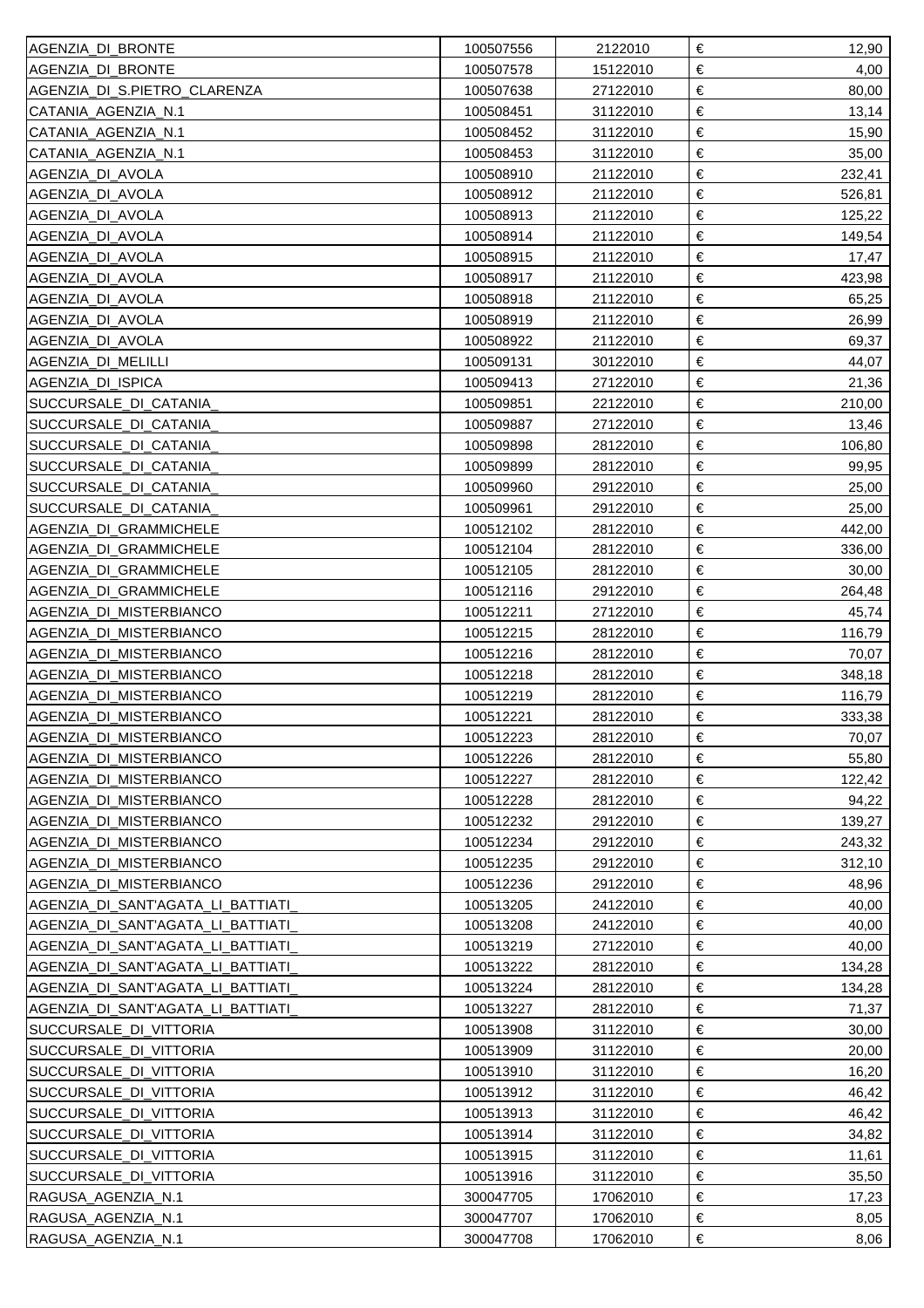| | | | | |
|---|---|---|---|---|
| AGENZIA_DI_BRONTE | 100507556 | 2122010 | € | 12,90 |
| AGENZIA_DI_BRONTE | 100507578 | 15122010 | € | 4,00 |
| AGENZIA_DI_S.PIETRO_CLARENZA | 100507638 | 27122010 | € | 80,00 |
| CATANIA_AGENZIA_N.1 | 100508451 | 31122010 | € | 13,14 |
| CATANIA_AGENZIA_N.1 | 100508452 | 31122010 | € | 15,90 |
| CATANIA_AGENZIA_N.1 | 100508453 | 31122010 | € | 35,00 |
| AGENZIA_DI_AVOLA | 100508910 | 21122010 | € | 232,41 |
| AGENZIA_DI_AVOLA | 100508912 | 21122010 | € | 526,81 |
| AGENZIA_DI_AVOLA | 100508913 | 21122010 | € | 125,22 |
| AGENZIA_DI_AVOLA | 100508914 | 21122010 | € | 149,54 |
| AGENZIA_DI_AVOLA | 100508915 | 21122010 | € | 17,47 |
| AGENZIA_DI_AVOLA | 100508917 | 21122010 | € | 423,98 |
| AGENZIA_DI_AVOLA | 100508918 | 21122010 | € | 65,25 |
| AGENZIA_DI_AVOLA | 100508919 | 21122010 | € | 26,99 |
| AGENZIA_DI_AVOLA | 100508922 | 21122010 | € | 69,37 |
| AGENZIA_DI_MELILLI | 100509131 | 30122010 | € | 44,07 |
| AGENZIA_DI_ISPICA | 100509413 | 27122010 | € | 21,36 |
| SUCCURSALE_DI_CATANIA_ | 100509851 | 22122010 | € | 210,00 |
| SUCCURSALE_DI_CATANIA_ | 100509887 | 27122010 | € | 13,46 |
| SUCCURSALE_DI_CATANIA_ | 100509898 | 28122010 | € | 106,80 |
| SUCCURSALE_DI_CATANIA_ | 100509899 | 28122010 | € | 99,95 |
| SUCCURSALE_DI_CATANIA_ | 100509960 | 29122010 | € | 25,00 |
| SUCCURSALE_DI_CATANIA_ | 100509961 | 29122010 | € | 25,00 |
| AGENZIA_DI_GRAMMICHELE | 100512102 | 28122010 | € | 442,00 |
| AGENZIA_DI_GRAMMICHELE | 100512104 | 28122010 | € | 336,00 |
| AGENZIA_DI_GRAMMICHELE | 100512105 | 28122010 | € | 30,00 |
| AGENZIA_DI_GRAMMICHELE | 100512116 | 29122010 | € | 264,48 |
| AGENZIA_DI_MISTERBIANCO | 100512211 | 27122010 | € | 45,74 |
| AGENZIA_DI_MISTERBIANCO | 100512215 | 28122010 | € | 116,79 |
| AGENZIA_DI_MISTERBIANCO | 100512216 | 28122010 | € | 70,07 |
| AGENZIA_DI_MISTERBIANCO | 100512218 | 28122010 | € | 348,18 |
| AGENZIA_DI_MISTERBIANCO | 100512219 | 28122010 | € | 116,79 |
| AGENZIA_DI_MISTERBIANCO | 100512221 | 28122010 | € | 333,38 |
| AGENZIA_DI_MISTERBIANCO | 100512223 | 28122010 | € | 70,07 |
| AGENZIA_DI_MISTERBIANCO | 100512226 | 28122010 | € | 55,80 |
| AGENZIA_DI_MISTERBIANCO | 100512227 | 28122010 | € | 122,42 |
| AGENZIA_DI_MISTERBIANCO | 100512228 | 28122010 | € | 94,22 |
| AGENZIA_DI_MISTERBIANCO | 100512232 | 29122010 | € | 139,27 |
| AGENZIA_DI_MISTERBIANCO | 100512234 | 29122010 | € | 243,32 |
| AGENZIA_DI_MISTERBIANCO | 100512235 | 29122010 | € | 312,10 |
| AGENZIA_DI_MISTERBIANCO | 100512236 | 29122010 | € | 48,96 |
| AGENZIA_DI_SANT'AGATA_LI_BATTIATI_ | 100513205 | 24122010 | € | 40,00 |
| AGENZIA_DI_SANT'AGATA_LI_BATTIATI_ | 100513208 | 24122010 | € | 40,00 |
| AGENZIA_DI_SANT'AGATA_LI_BATTIATI_ | 100513219 | 27122010 | € | 40,00 |
| AGENZIA_DI_SANT'AGATA_LI_BATTIATI_ | 100513222 | 28122010 | € | 134,28 |
| AGENZIA_DI_SANT'AGATA_LI_BATTIATI_ | 100513224 | 28122010 | € | 134,28 |
| AGENZIA_DI_SANT'AGATA_LI_BATTIATI_ | 100513227 | 28122010 | € | 71,37 |
| SUCCURSALE_DI_VITTORIA | 100513908 | 31122010 | € | 30,00 |
| SUCCURSALE_DI_VITTORIA | 100513909 | 31122010 | € | 20,00 |
| SUCCURSALE_DI_VITTORIA | 100513910 | 31122010 | € | 16,20 |
| SUCCURSALE_DI_VITTORIA | 100513912 | 31122010 | € | 46,42 |
| SUCCURSALE_DI_VITTORIA | 100513913 | 31122010 | € | 46,42 |
| SUCCURSALE_DI_VITTORIA | 100513914 | 31122010 | € | 34,82 |
| SUCCURSALE_DI_VITTORIA | 100513915 | 31122010 | € | 11,61 |
| SUCCURSALE_DI_VITTORIA | 100513916 | 31122010 | € | 35,50 |
| RAGUSA_AGENZIA_N.1 | 300047705 | 17062010 | € | 17,23 |
| RAGUSA_AGENZIA_N.1 | 300047707 | 17062010 | € | 8,05 |
| RAGUSA_AGENZIA_N.1 | 300047708 | 17062010 | € | 8,06 |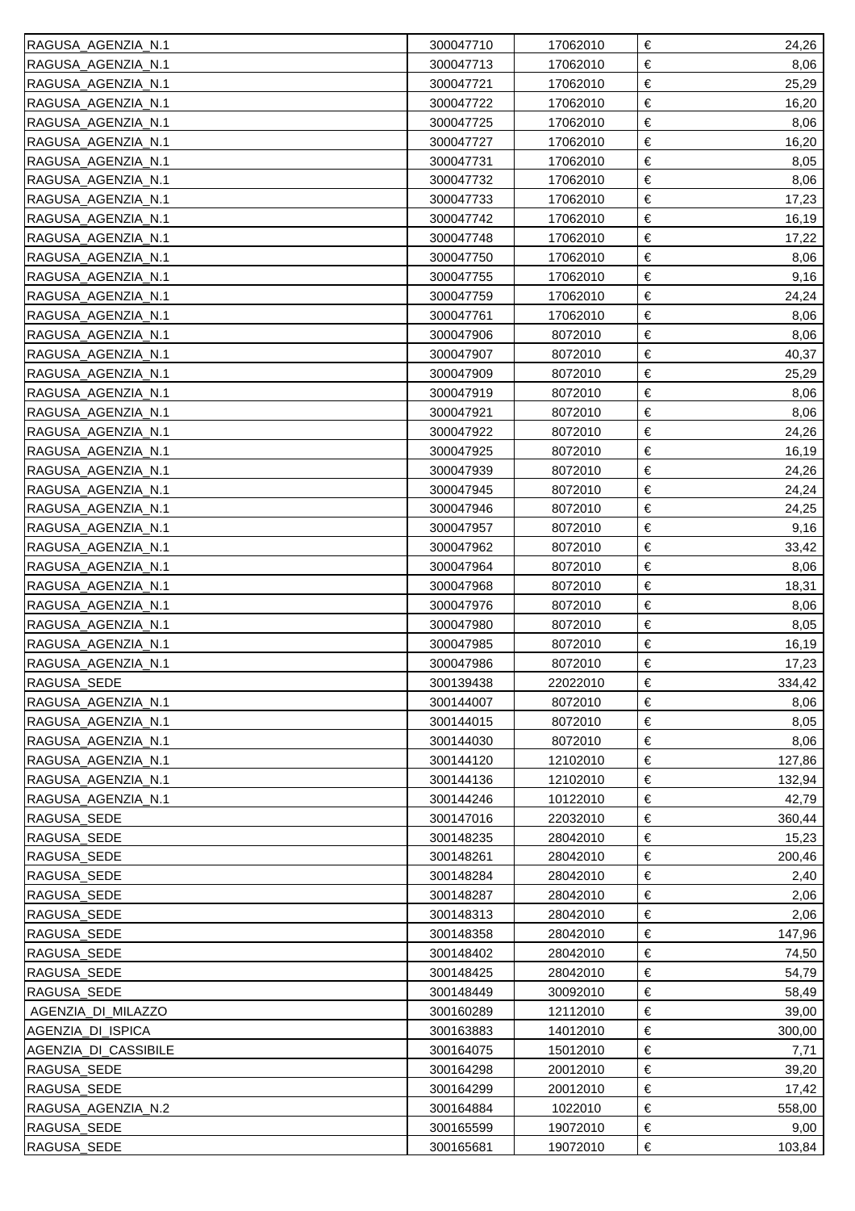| | | | | |
|---|---|---|---|---|
| RAGUSA_AGENZIA_N.1 | 300047710 | 17062010 | € | 24,26 |
| RAGUSA_AGENZIA_N.1 | 300047713 | 17062010 | € | 8,06 |
| RAGUSA_AGENZIA_N.1 | 300047721 | 17062010 | € | 25,29 |
| RAGUSA_AGENZIA_N.1 | 300047722 | 17062010 | € | 16,20 |
| RAGUSA_AGENZIA_N.1 | 300047725 | 17062010 | € | 8,06 |
| RAGUSA_AGENZIA_N.1 | 300047727 | 17062010 | € | 16,20 |
| RAGUSA_AGENZIA_N.1 | 300047731 | 17062010 | € | 8,05 |
| RAGUSA_AGENZIA_N.1 | 300047732 | 17062010 | € | 8,06 |
| RAGUSA_AGENZIA_N.1 | 300047733 | 17062010 | € | 17,23 |
| RAGUSA_AGENZIA_N.1 | 300047742 | 17062010 | € | 16,19 |
| RAGUSA_AGENZIA_N.1 | 300047748 | 17062010 | € | 17,22 |
| RAGUSA_AGENZIA_N.1 | 300047750 | 17062010 | € | 8,06 |
| RAGUSA_AGENZIA_N.1 | 300047755 | 17062010 | € | 9,16 |
| RAGUSA_AGENZIA_N.1 | 300047759 | 17062010 | € | 24,24 |
| RAGUSA_AGENZIA_N.1 | 300047761 | 17062010 | € | 8,06 |
| RAGUSA_AGENZIA_N.1 | 300047906 | 8072010 | € | 8,06 |
| RAGUSA_AGENZIA_N.1 | 300047907 | 8072010 | € | 40,37 |
| RAGUSA_AGENZIA_N.1 | 300047909 | 8072010 | € | 25,29 |
| RAGUSA_AGENZIA_N.1 | 300047919 | 8072010 | € | 8,06 |
| RAGUSA_AGENZIA_N.1 | 300047921 | 8072010 | € | 8,06 |
| RAGUSA_AGENZIA_N.1 | 300047922 | 8072010 | € | 24,26 |
| RAGUSA_AGENZIA_N.1 | 300047925 | 8072010 | € | 16,19 |
| RAGUSA_AGENZIA_N.1 | 300047939 | 8072010 | € | 24,26 |
| RAGUSA_AGENZIA_N.1 | 300047945 | 8072010 | € | 24,24 |
| RAGUSA_AGENZIA_N.1 | 300047946 | 8072010 | € | 24,25 |
| RAGUSA_AGENZIA_N.1 | 300047957 | 8072010 | € | 9,16 |
| RAGUSA_AGENZIA_N.1 | 300047962 | 8072010 | € | 33,42 |
| RAGUSA_AGENZIA_N.1 | 300047964 | 8072010 | € | 8,06 |
| RAGUSA_AGENZIA_N.1 | 300047968 | 8072010 | € | 18,31 |
| RAGUSA_AGENZIA_N.1 | 300047976 | 8072010 | € | 8,06 |
| RAGUSA_AGENZIA_N.1 | 300047980 | 8072010 | € | 8,05 |
| RAGUSA_AGENZIA_N.1 | 300047985 | 8072010 | € | 16,19 |
| RAGUSA_AGENZIA_N.1 | 300047986 | 8072010 | € | 17,23 |
| RAGUSA_SEDE | 300139438 | 22022010 | € | 334,42 |
| RAGUSA_AGENZIA_N.1 | 300144007 | 8072010 | € | 8,06 |
| RAGUSA_AGENZIA_N.1 | 300144015 | 8072010 | € | 8,05 |
| RAGUSA_AGENZIA_N.1 | 300144030 | 8072010 | € | 8,06 |
| RAGUSA_AGENZIA_N.1 | 300144120 | 12102010 | € | 127,86 |
| RAGUSA_AGENZIA_N.1 | 300144136 | 12102010 | € | 132,94 |
| RAGUSA_AGENZIA_N.1 | 300144246 | 10122010 | € | 42,79 |
| RAGUSA_SEDE | 300147016 | 22032010 | € | 360,44 |
| RAGUSA_SEDE | 300148235 | 28042010 | € | 15,23 |
| RAGUSA_SEDE | 300148261 | 28042010 | € | 200,46 |
| RAGUSA_SEDE | 300148284 | 28042010 | € | 2,40 |
| RAGUSA_SEDE | 300148287 | 28042010 | € | 2,06 |
| RAGUSA_SEDE | 300148313 | 28042010 | € | 2,06 |
| RAGUSA_SEDE | 300148358 | 28042010 | € | 147,96 |
| RAGUSA_SEDE | 300148402 | 28042010 | € | 74,50 |
| RAGUSA_SEDE | 300148425 | 28042010 | € | 54,79 |
| RAGUSA_SEDE | 300148449 | 30092010 | € | 58,49 |
| AGENZIA_DI_MILAZZO | 300160289 | 12112010 | € | 39,00 |
| AGENZIA_DI_ISPICA | 300163883 | 14012010 | € | 300,00 |
| AGENZIA_DI_CASSIBILE | 300164075 | 15012010 | € | 7,71 |
| RAGUSA_SEDE | 300164298 | 20012010 | € | 39,20 |
| RAGUSA_SEDE | 300164299 | 20012010 | € | 17,42 |
| RAGUSA_AGENZIA_N.2 | 300164884 | 1022010 | € | 558,00 |
| RAGUSA_SEDE | 300165599 | 19072010 | € | 9,00 |
| RAGUSA_SEDE | 300165681 | 19072010 | € | 103,84 |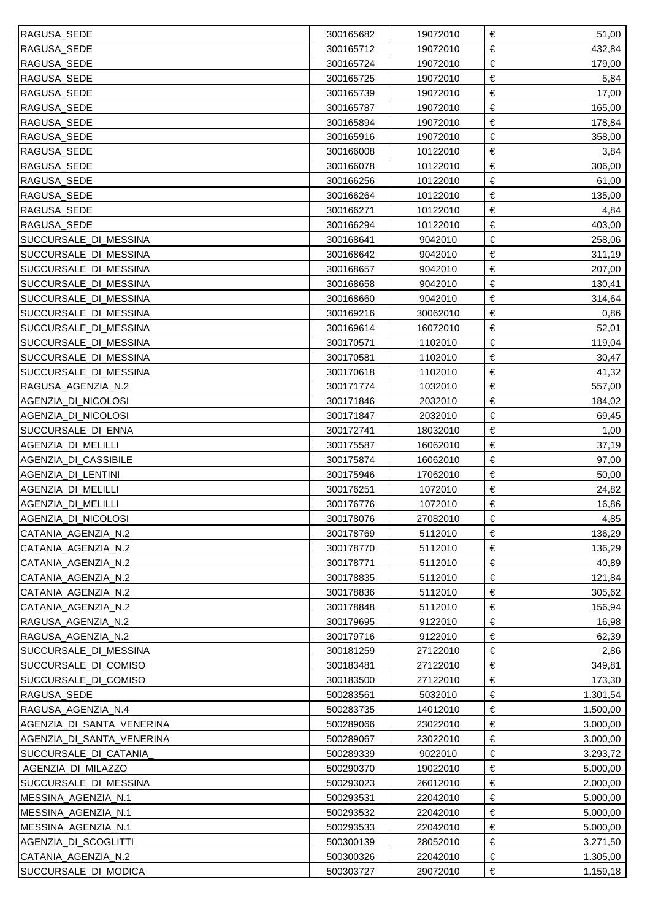| RAGUSA_SEDE | 300165682 | 19072010 | € | 51,00 |
|---|---|---|---|---|
| RAGUSA_SEDE | 300165712 | 19072010 | € | 432,84 |
| RAGUSA_SEDE | 300165724 | 19072010 | € | 179,00 |
| RAGUSA_SEDE | 300165725 | 19072010 | € | 5,84 |
| RAGUSA_SEDE | 300165739 | 19072010 | € | 17,00 |
| RAGUSA_SEDE | 300165787 | 19072010 | € | 165,00 |
| RAGUSA_SEDE | 300165894 | 19072010 | € | 178,84 |
| RAGUSA_SEDE | 300165916 | 19072010 | € | 358,00 |
| RAGUSA_SEDE | 300166008 | 10122010 | € | 3,84 |
| RAGUSA_SEDE | 300166078 | 10122010 | € | 306,00 |
| RAGUSA_SEDE | 300166256 | 10122010 | € | 61,00 |
| RAGUSA_SEDE | 300166264 | 10122010 | € | 135,00 |
| RAGUSA_SEDE | 300166271 | 10122010 | € | 4,84 |
| RAGUSA_SEDE | 300166294 | 10122010 | € | 403,00 |
| SUCCURSALE_DI_MESSINA | 300168641 | 9042010 | € | 258,06 |
| SUCCURSALE_DI_MESSINA | 300168642 | 9042010 | € | 311,19 |
| SUCCURSALE_DI_MESSINA | 300168657 | 9042010 | € | 207,00 |
| SUCCURSALE_DI_MESSINA | 300168658 | 9042010 | € | 130,41 |
| SUCCURSALE_DI_MESSINA | 300168660 | 9042010 | € | 314,64 |
| SUCCURSALE_DI_MESSINA | 300169216 | 30062010 | € | 0,86 |
| SUCCURSALE_DI_MESSINA | 300169614 | 16072010 | € | 52,01 |
| SUCCURSALE_DI_MESSINA | 300170571 | 1102010 | € | 119,04 |
| SUCCURSALE_DI_MESSINA | 300170581 | 1102010 | € | 30,47 |
| SUCCURSALE_DI_MESSINA | 300170618 | 1102010 | € | 41,32 |
| RAGUSA_AGENZIA_N.2 | 300171774 | 1032010 | € | 557,00 |
| AGENZIA_DI_NICOLOSI | 300171846 | 2032010 | € | 184,02 |
| AGENZIA_DI_NICOLOSI | 300171847 | 2032010 | € | 69,45 |
| SUCCURSALE_DI_ENNA | 300172741 | 18032010 | € | 1,00 |
| AGENZIA_DI_MELILLI | 300175587 | 16062010 | € | 37,19 |
| AGENZIA_DI_CASSIBILE | 300175874 | 16062010 | € | 97,00 |
| AGENZIA_DI_LENTINI | 300175946 | 17062010 | € | 50,00 |
| AGENZIA_DI_MELILLI | 300176251 | 1072010 | € | 24,82 |
| AGENZIA_DI_MELILLI | 300176776 | 1072010 | € | 16,86 |
| AGENZIA_DI_NICOLOSI | 300178076 | 27082010 | € | 4,85 |
| CATANIA_AGENZIA_N.2 | 300178769 | 5112010 | € | 136,29 |
| CATANIA_AGENZIA_N.2 | 300178770 | 5112010 | € | 136,29 |
| CATANIA_AGENZIA_N.2 | 300178771 | 5112010 | € | 40,89 |
| CATANIA_AGENZIA_N.2 | 300178835 | 5112010 | € | 121,84 |
| CATANIA_AGENZIA_N.2 | 300178836 | 5112010 | € | 305,62 |
| CATANIA_AGENZIA_N.2 | 300178848 | 5112010 | € | 156,94 |
| RAGUSA_AGENZIA_N.2 | 300179695 | 9122010 | € | 16,98 |
| RAGUSA_AGENZIA_N.2 | 300179716 | 9122010 | € | 62,39 |
| SUCCURSALE_DI_MESSINA | 300181259 | 27122010 | € | 2,86 |
| SUCCURSALE_DI_COMISO | 300183481 | 27122010 | € | 349,81 |
| SUCCURSALE_DI_COMISO | 300183500 | 27122010 | € | 173,30 |
| RAGUSA_SEDE | 500283561 | 5032010 | € | 1.301,54 |
| RAGUSA_AGENZIA_N.4 | 500283735 | 14012010 | € | 1.500,00 |
| AGENZIA_DI_SANTA_VENERINA | 500289066 | 23022010 | € | 3.000,00 |
| AGENZIA_DI_SANTA_VENERINA | 500289067 | 23022010 | € | 3.000,00 |
| SUCCURSALE_DI_CATANIA_ | 500289339 | 9022010 | € | 3.293,72 |
| AGENZIA_DI_MILAZZO | 500290370 | 19022010 | € | 5.000,00 |
| SUCCURSALE_DI_MESSINA | 500293023 | 26012010 | € | 2.000,00 |
| MESSINA_AGENZIA_N.1 | 500293531 | 22042010 | € | 5.000,00 |
| MESSINA_AGENZIA_N.1 | 500293532 | 22042010 | € | 5.000,00 |
| MESSINA_AGENZIA_N.1 | 500293533 | 22042010 | € | 5.000,00 |
| AGENZIA_DI_SCOGLITTI | 500300139 | 28052010 | € | 3.271,50 |
| CATANIA_AGENZIA_N.2 | 500300326 | 22042010 | € | 1.305,00 |
| SUCCURSALE_DI_MODICA | 500303727 | 29072010 | € | 1.159,18 |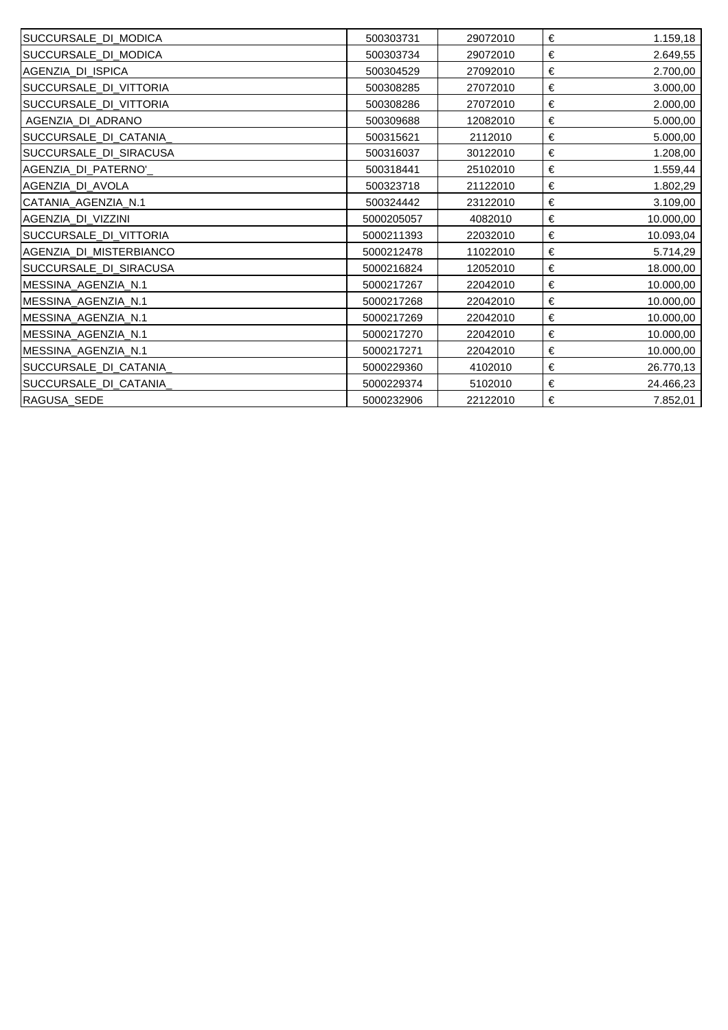| | | | | |
|---|---|---|---|---|
| SUCCURSALE_DI_MODICA | 500303731 | 29072010 | € | 1.159,18 |
| SUCCURSALE_DI_MODICA | 500303734 | 29072010 | € | 2.649,55 |
| AGENZIA_DI_ISPICA | 500304529 | 27092010 | € | 2.700,00 |
| SUCCURSALE_DI_VITTORIA | 500308285 | 27072010 | € | 3.000,00 |
| SUCCURSALE_DI_VITTORIA | 500308286 | 27072010 | € | 2.000,00 |
| AGENZIA_DI_ADRANO | 500309688 | 12082010 | € | 5.000,00 |
| SUCCURSALE_DI_CATANIA_ | 500315621 | 2112010 | € | 5.000,00 |
| SUCCURSALE_DI_SIRACUSA | 500316037 | 30122010 | € | 1.208,00 |
| AGENZIA_DI_PATERNO'_ | 500318441 | 25102010 | € | 1.559,44 |
| AGENZIA_DI_AVOLA | 500323718 | 21122010 | € | 1.802,29 |
| CATANIA_AGENZIA_N.1 | 500324442 | 23122010 | € | 3.109,00 |
| AGENZIA_DI_VIZZINI | 5000205057 | 4082010 | € | 10.000,00 |
| SUCCURSALE_DI_VITTORIA | 5000211393 | 22032010 | € | 10.093,04 |
| AGENZIA_DI_MISTERBIANCO | 5000212478 | 11022010 | € | 5.714,29 |
| SUCCURSALE_DI_SIRACUSA | 5000216824 | 12052010 | € | 18.000,00 |
| MESSINA_AGENZIA_N.1 | 5000217267 | 22042010 | € | 10.000,00 |
| MESSINA_AGENZIA_N.1 | 5000217268 | 22042010 | € | 10.000,00 |
| MESSINA_AGENZIA_N.1 | 5000217269 | 22042010 | € | 10.000,00 |
| MESSINA_AGENZIA_N.1 | 5000217270 | 22042010 | € | 10.000,00 |
| MESSINA_AGENZIA_N.1 | 5000217271 | 22042010 | € | 10.000,00 |
| SUCCURSALE_DI_CATANIA_ | 5000229360 | 4102010 | € | 26.770,13 |
| SUCCURSALE_DI_CATANIA_ | 5000229374 | 5102010 | € | 24.466,23 |
| RAGUSA_SEDE | 5000232906 | 22122010 | € | 7.852,01 |